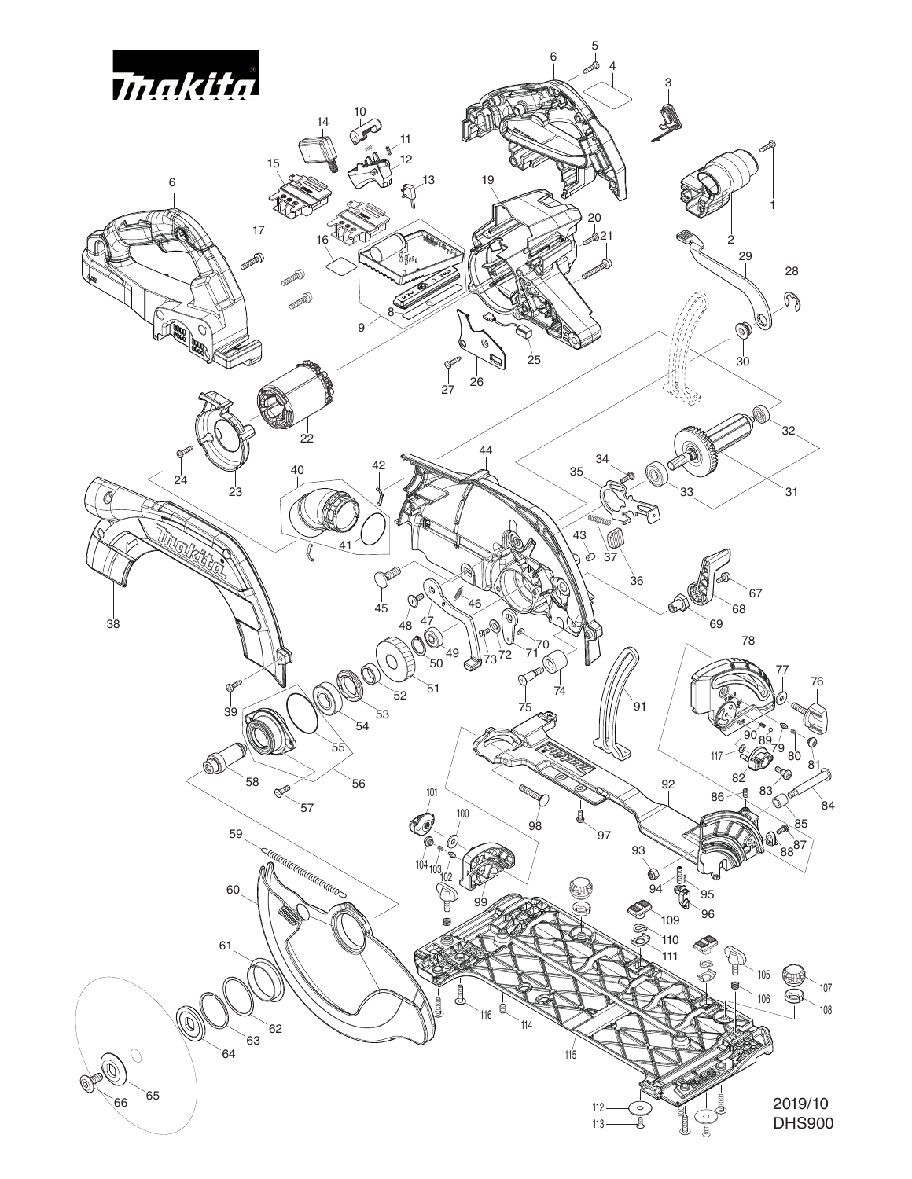2019/10
DHS900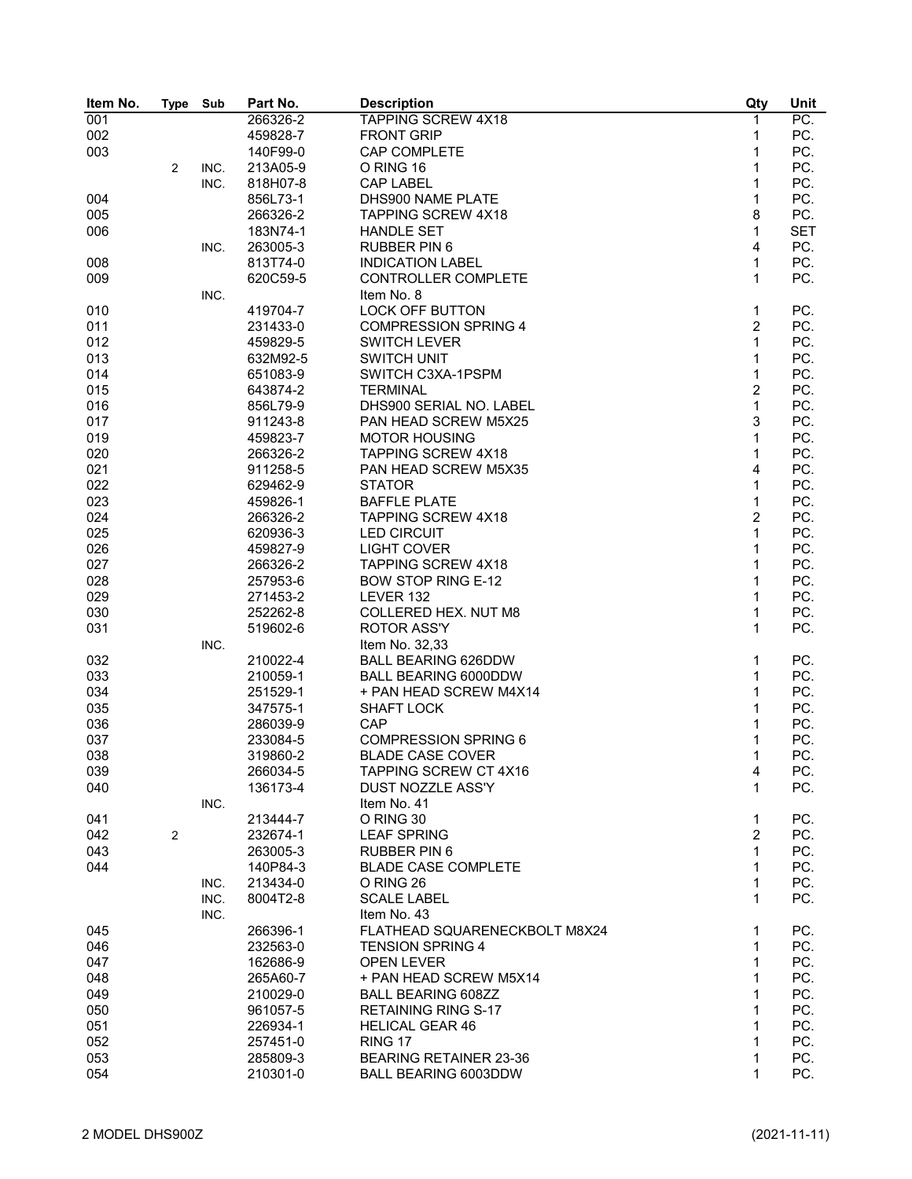| Item No. | Type | Sub | Part No. | Description | Qty | Unit |
|---|---|---|---|---|---|---|
| 001 | | | 266326-2 | TAPPING SCREW 4X18 | 1 | PC. |
| 002 | | | 459828-7 | FRONT GRIP | 1 | PC. |
| 003 | | | 140F99-0 | CAP COMPLETE | 1 | PC. |
| | 2 | INC. | 213A05-9 | O RING 16 | 1 | PC. |
| | | INC. | 818H07-8 | CAP LABEL | 1 | PC. |
| 004 | | | 856L73-1 | DHS900 NAME PLATE | 1 | PC. |
| 005 | | | 266326-2 | TAPPING SCREW 4X18 | 8 | PC. |
| 006 | | | 183N74-1 | HANDLE SET | 1 | SET |
| | | INC. | 263005-3 | RUBBER PIN 6 | 4 | PC. |
| 008 | | | 813T74-0 | INDICATION LABEL | 1 | PC. |
| 009 | | | 620C59-5 | CONTROLLER COMPLETE | 1 | PC. |
| | | INC. | | Item No. 8 | | |
| 010 | | | 419704-7 | LOCK OFF BUTTON | 1 | PC. |
| 011 | | | 231433-0 | COMPRESSION SPRING 4 | 2 | PC. |
| 012 | | | 459829-5 | SWITCH LEVER | 1 | PC. |
| 013 | | | 632M92-5 | SWITCH UNIT | 1 | PC. |
| 014 | | | 651083-9 | SWITCH C3XA-1PSPM | 1 | PC. |
| 015 | | | 643874-2 | TERMINAL | 2 | PC. |
| 016 | | | 856L79-9 | DHS900 SERIAL NO. LABEL | 1 | PC. |
| 017 | | | 911243-8 | PAN HEAD SCREW M5X25 | 3 | PC. |
| 019 | | | 459823-7 | MOTOR HOUSING | 1 | PC. |
| 020 | | | 266326-2 | TAPPING SCREW 4X18 | 1 | PC. |
| 021 | | | 911258-5 | PAN HEAD SCREW M5X35 | 4 | PC. |
| 022 | | | 629462-9 | STATOR | 1 | PC. |
| 023 | | | 459826-1 | BAFFLE PLATE | 1 | PC. |
| 024 | | | 266326-2 | TAPPING SCREW 4X18 | 2 | PC. |
| 025 | | | 620936-3 | LED CIRCUIT | 1 | PC. |
| 026 | | | 459827-9 | LIGHT COVER | 1 | PC. |
| 027 | | | 266326-2 | TAPPING SCREW 4X18 | 1 | PC. |
| 028 | | | 257953-6 | BOW STOP RING E-12 | 1 | PC. |
| 029 | | | 271453-2 | LEVER 132 | 1 | PC. |
| 030 | | | 252262-8 | COLLERED HEX. NUT M8 | 1 | PC. |
| 031 | | | 519602-6 | ROTOR ASS'Y | 1 | PC. |
| | | INC. | | Item No. 32,33 | | |
| 032 | | | 210022-4 | BALL BEARING 626DDW | 1 | PC. |
| 033 | | | 210059-1 | BALL BEARING 6000DDW | 1 | PC. |
| 034 | | | 251529-1 | + PAN HEAD SCREW M4X14 | 1 | PC. |
| 035 | | | 347575-1 | SHAFT LOCK | 1 | PC. |
| 036 | | | 286039-9 | CAP | 1 | PC. |
| 037 | | | 233084-5 | COMPRESSION SPRING 6 | 1 | PC. |
| 038 | | | 319860-2 | BLADE CASE COVER | 1 | PC. |
| 039 | | | 266034-5 | TAPPING SCREW CT 4X16 | 4 | PC. |
| 040 | | | 136173-4 | DUST NOZZLE ASS'Y | 1 | PC. |
| | | INC. | | Item No. 41 | | |
| 041 | | | 213444-7 | O RING 30 | 1 | PC. |
| 042 | 2 | | 232674-1 | LEAF SPRING | 2 | PC. |
| 043 | | | 263005-3 | RUBBER PIN 6 | 1 | PC. |
| 044 | | | 140P84-3 | BLADE CASE COMPLETE | 1 | PC. |
| | | INC. | 213434-0 | O RING 26 | 1 | PC. |
| | | INC. | 8004T2-8 | SCALE LABEL | 1 | PC. |
| | | INC. | | Item No. 43 | | |
| 045 | | | 266396-1 | FLATHEAD SQUARENECKBOLT M8X24 | 1 | PC. |
| 046 | | | 232563-0 | TENSION SPRING 4 | 1 | PC. |
| 047 | | | 162686-9 | OPEN LEVER | 1 | PC. |
| 048 | | | 265A60-7 | + PAN HEAD SCREW M5X14 | 1 | PC. |
| 049 | | | 210029-0 | BALL BEARING 608ZZ | 1 | PC. |
| 050 | | | 961057-5 | RETAINING RING S-17 | 1 | PC. |
| 051 | | | 226934-1 | HELICAL GEAR 46 | 1 | PC. |
| 052 | | | 257451-0 | RING 17 | 1 | PC. |
| 053 | | | 285809-3 | BEARING RETAINER 23-36 | 1 | PC. |
| 054 | | | 210301-0 | BALL BEARING 6003DDW | 1 | PC. |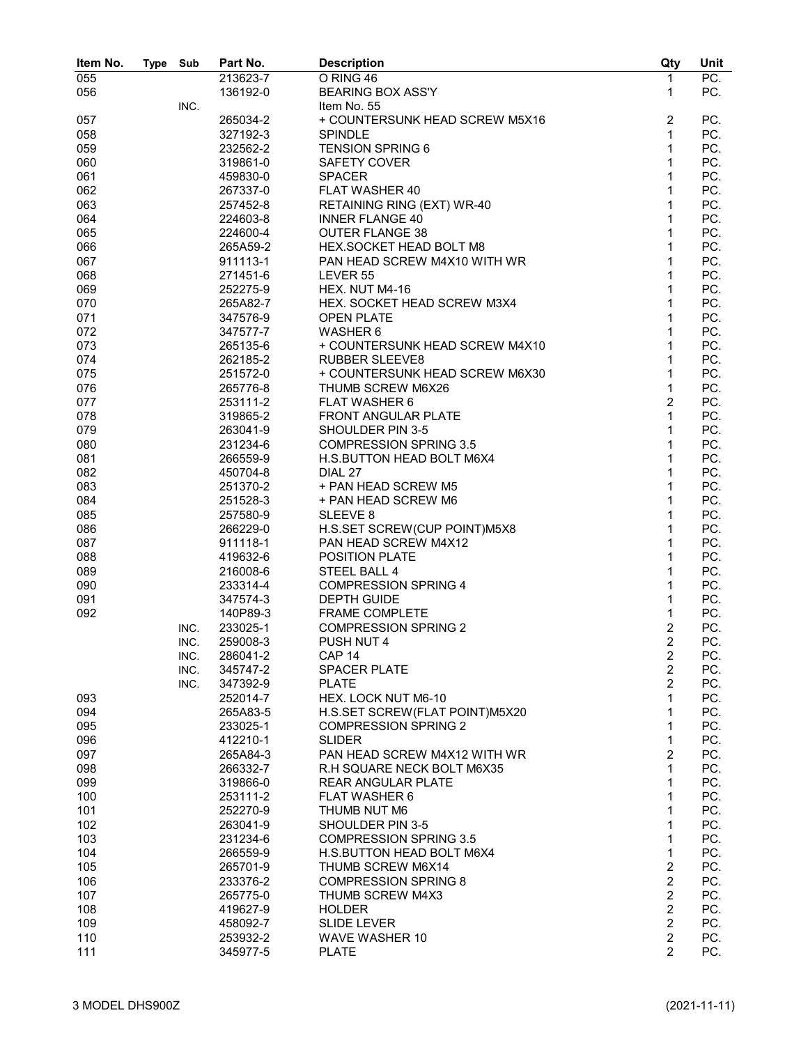| Item No. | Type | Sub | Part No. | Description | Qty | Unit |
|---|---|---|---|---|---|---|
| 055 | | | 213623-7 | O RING 46 | 1 | PC. |
| 056 | | | 136192-0 | BEARING BOX ASS'Y | 1 | PC. |
| | | INC. | | Item No. 55 | | |
| 057 | | | 265034-2 | + COUNTERSUNK HEAD SCREW M5X16 | 2 | PC. |
| 058 | | | 327192-3 | SPINDLE | 1 | PC. |
| 059 | | | 232562-2 | TENSION SPRING 6 | 1 | PC. |
| 060 | | | 319861-0 | SAFETY COVER | 1 | PC. |
| 061 | | | 459830-0 | SPACER | 1 | PC. |
| 062 | | | 267337-0 | FLAT WASHER 40 | 1 | PC. |
| 063 | | | 257452-8 | RETAINING RING (EXT) WR-40 | 1 | PC. |
| 064 | | | 224603-8 | INNER FLANGE 40 | 1 | PC. |
| 065 | | | 224600-4 | OUTER FLANGE 38 | 1 | PC. |
| 066 | | | 265A59-2 | HEX.SOCKET HEAD BOLT M8 | 1 | PC. |
| 067 | | | 911113-1 | PAN HEAD SCREW M4X10 WITH WR | 1 | PC. |
| 068 | | | 271451-6 | LEVER 55 | 1 | PC. |
| 069 | | | 252275-9 | HEX. NUT M4-16 | 1 | PC. |
| 070 | | | 265A82-7 | HEX. SOCKET HEAD SCREW M3X4 | 1 | PC. |
| 071 | | | 347576-9 | OPEN PLATE | 1 | PC. |
| 072 | | | 347577-7 | WASHER 6 | 1 | PC. |
| 073 | | | 265135-6 | + COUNTERSUNK HEAD SCREW M4X10 | 1 | PC. |
| 074 | | | 262185-2 | RUBBER SLEEVE8 | 1 | PC. |
| 075 | | | 251572-0 | + COUNTERSUNK HEAD SCREW M6X30 | 1 | PC. |
| 076 | | | 265776-8 | THUMB SCREW M6X26 | 1 | PC. |
| 077 | | | 253111-2 | FLAT WASHER 6 | 2 | PC. |
| 078 | | | 319865-2 | FRONT ANGULAR PLATE | 1 | PC. |
| 079 | | | 263041-9 | SHOULDER PIN 3-5 | 1 | PC. |
| 080 | | | 231234-6 | COMPRESSION SPRING 3.5 | 1 | PC. |
| 081 | | | 266559-9 | H.S.BUTTON HEAD BOLT M6X4 | 1 | PC. |
| 082 | | | 450704-8 | DIAL 27 | 1 | PC. |
| 083 | | | 251370-2 | + PAN HEAD SCREW M5 | 1 | PC. |
| 084 | | | 251528-3 | + PAN HEAD SCREW M6 | 1 | PC. |
| 085 | | | 257580-9 | SLEEVE 8 | 1 | PC. |
| 086 | | | 266229-0 | H.S.SET SCREW(CUP POINT)M5X8 | 1 | PC. |
| 087 | | | 911118-1 | PAN HEAD SCREW M4X12 | 1 | PC. |
| 088 | | | 419632-6 | POSITION PLATE | 1 | PC. |
| 089 | | | 216008-6 | STEEL BALL 4 | 1 | PC. |
| 090 | | | 233314-4 | COMPRESSION SPRING 4 | 1 | PC. |
| 091 | | | 347574-3 | DEPTH GUIDE | 1 | PC. |
| 092 | | | 140P89-3 | FRAME COMPLETE | 1 | PC. |
| | | INC. | 233025-1 | COMPRESSION SPRING 2 | 2 | PC. |
| | | INC. | 259008-3 | PUSH NUT 4 | 2 | PC. |
| | | INC. | 286041-2 | CAP 14 | 2 | PC. |
| | | INC. | 345747-2 | SPACER PLATE | 2 | PC. |
| | | INC. | 347392-9 | PLATE | 2 | PC. |
| 093 | | | 252014-7 | HEX. LOCK NUT M6-10 | 1 | PC. |
| 094 | | | 265A83-5 | H.S.SET SCREW(FLAT POINT)M5X20 | 1 | PC. |
| 095 | | | 233025-1 | COMPRESSION SPRING 2 | 1 | PC. |
| 096 | | | 412210-1 | SLIDER | 1 | PC. |
| 097 | | | 265A84-3 | PAN HEAD SCREW M4X12 WITH WR | 2 | PC. |
| 098 | | | 266332-7 | R.H SQUARE NECK BOLT M6X35 | 1 | PC. |
| 099 | | | 319866-0 | REAR ANGULAR PLATE | 1 | PC. |
| 100 | | | 253111-2 | FLAT WASHER 6 | 1 | PC. |
| 101 | | | 252270-9 | THUMB NUT M6 | 1 | PC. |
| 102 | | | 263041-9 | SHOULDER PIN 3-5 | 1 | PC. |
| 103 | | | 231234-6 | COMPRESSION SPRING 3.5 | 1 | PC. |
| 104 | | | 266559-9 | H.S.BUTTON HEAD BOLT M6X4 | 1 | PC. |
| 105 | | | 265701-9 | THUMB SCREW M6X14 | 2 | PC. |
| 106 | | | 233376-2 | COMPRESSION SPRING 8 | 2 | PC. |
| 107 | | | 265775-0 | THUMB SCREW M4X3 | 2 | PC. |
| 108 | | | 419627-9 | HOLDER | 2 | PC. |
| 109 | | | 458092-7 | SLIDE LEVER | 2 | PC. |
| 110 | | | 253932-2 | WAVE WASHER 10 | 2 | PC. |
| 111 | | | 345977-5 | PLATE | 2 | PC. |

3 MODEL DHS900Z (2021-11-11)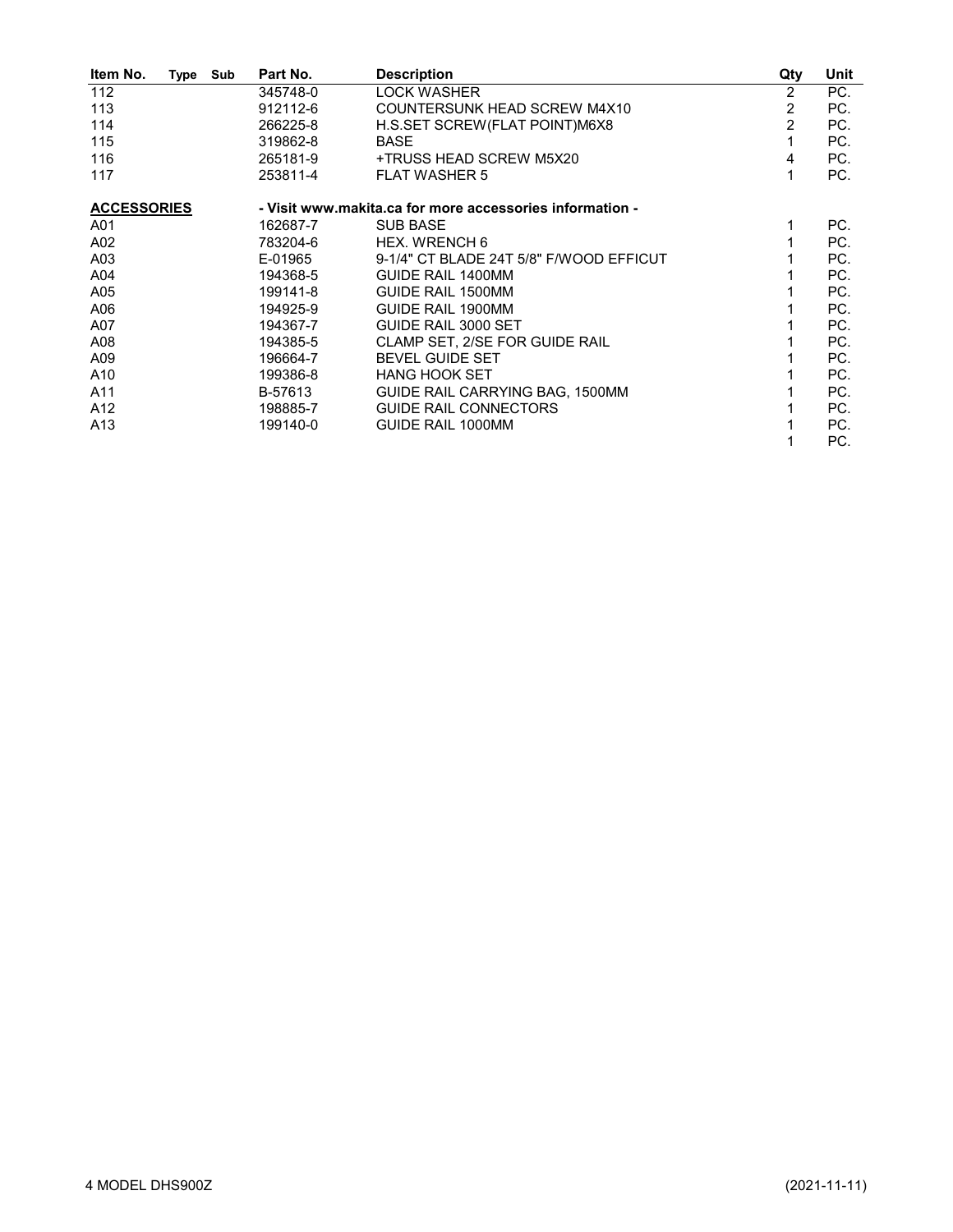| Item No. | Type | Sub | Part No. | Description | Qty | Unit |
| --- | --- | --- | --- | --- | --- | --- |
| 112 | | | 345748-0 | LOCK WASHER | 2 | PC. |
| 113 | | | 912112-6 | COUNTERSUNK HEAD SCREW M4X10 | 2 | PC. |
| 114 | | | 266225-8 | H.S.SET SCREW(FLAT POINT)M6X8 | 2 | PC. |
| 115 | | | 319862-8 | BASE | 1 | PC. |
| 116 | | | 265181-9 | +TRUSS HEAD SCREW M5X20 | 4 | PC. |
| 117 | | | 253811-4 | FLAT WASHER 5 | 1 | PC. |
| **ACCESSORIES** | | | **- Visit www.makita.ca for more accessories information -** | | | |
| A01 | | | 162687-7 | SUB BASE | 1 | PC. |
| A02 | | | 783204-6 | HEX. WRENCH 6 | 1 | PC. |
| A03 | | | E-01965 | 9-1/4" CT BLADE 24T 5/8" F/WOOD EFFICUT | 1 | PC. |
| A04 | | | 194368-5 | GUIDE RAIL 1400MM | 1 | PC. |
| A05 | | | 199141-8 | GUIDE RAIL 1500MM | 1 | PC. |
| A06 | | | 194925-9 | GUIDE RAIL 1900MM | 1 | PC. |
| A07 | | | 194367-7 | GUIDE RAIL 3000 SET | 1 | PC. |
| A08 | | | 194385-5 | CLAMP SET, 2/SE FOR GUIDE RAIL | 1 | PC. |
| A09 | | | 196664-7 | BEVEL GUIDE SET | 1 | PC. |
| A10 | | | 199386-8 | HANG HOOK SET | 1 | PC. |
| A11 | | | B-57613 | GUIDE RAIL CARRYING BAG, 1500MM | 1 | PC. |
| A12 | | | 198885-7 | GUIDE RAIL CONNECTORS | 1 | PC. |
| A13 | | | 199140-0 | GUIDE RAIL 1000MM | 1 | PC. |
| | | | | | 1 | PC. |

4 MODEL DHS900Z (2021-11-11)